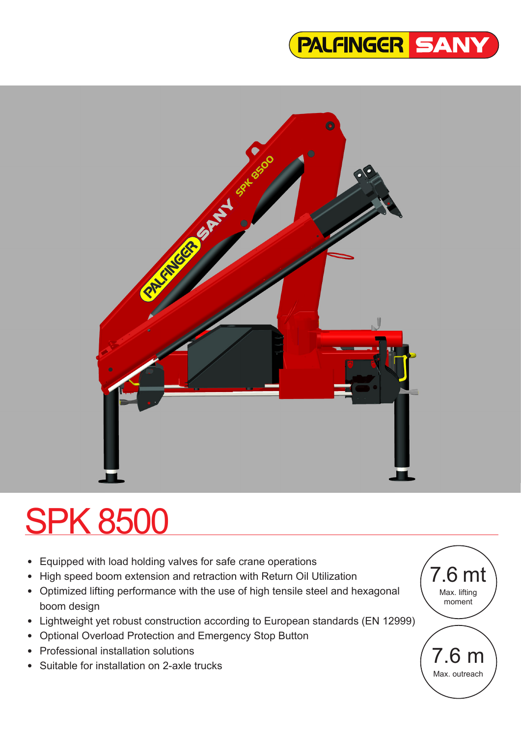# SPK 8500

- Equipped with load holding valves for safe crane operations
- High speed boom extension and retraction with Return Oil Utilization
- Optimized lifting performance with the use of high tensile steel and hexagonal boom design
- Lightweight yet robust construction according to European standards (EN 12999)
- Optional Overload Protection and Emergency Stop Button
- Professional installation solutions
- Suitable for installation on 2-axle trucks

**7.6 mt**
Max. lifting moment

**7.6 m**
Max. outreach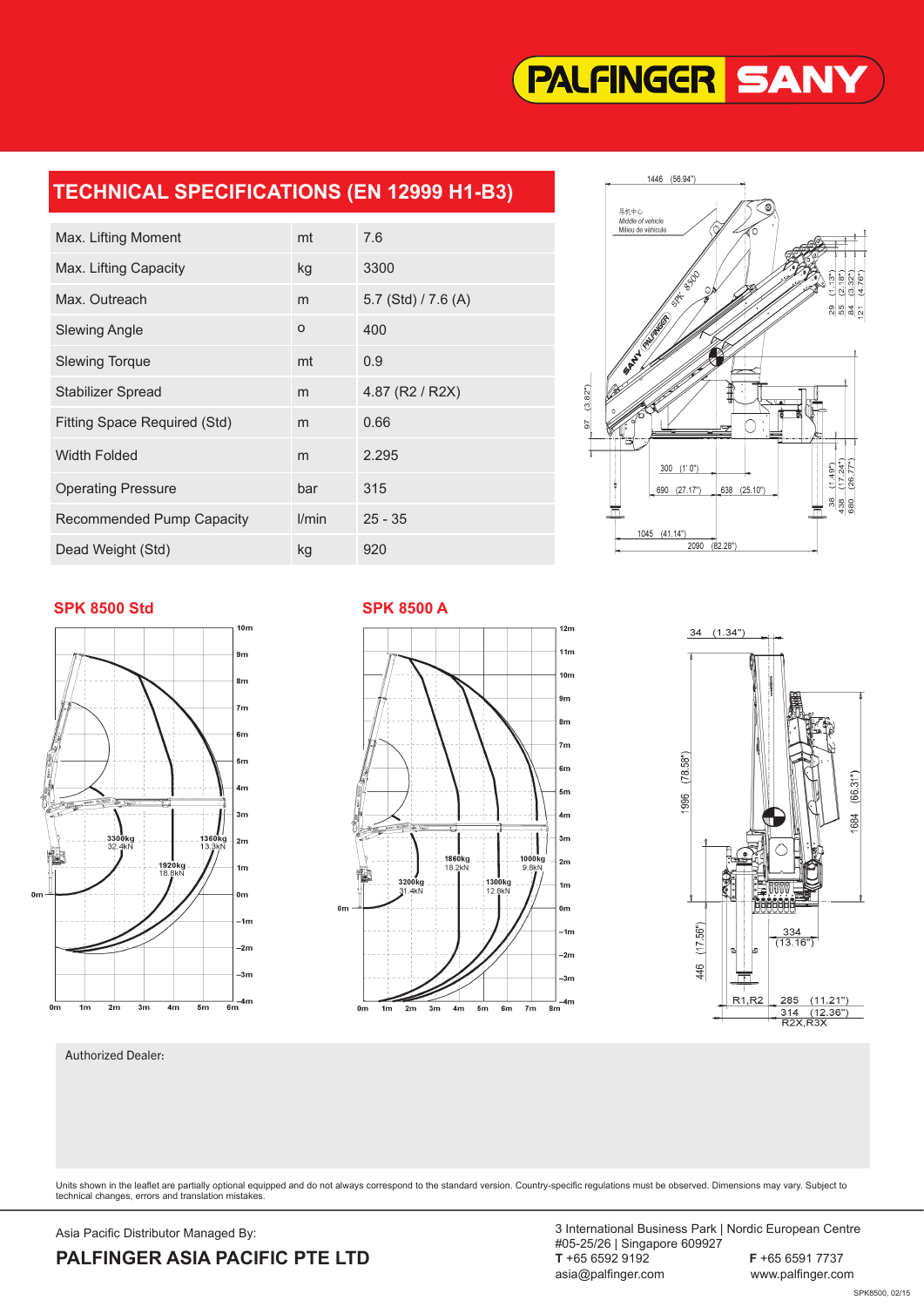## TECHNICAL SPECIFICATIONS (EN 12999 H1-B3)

| | | |
|---|---|---|
| Max. Lifting Moment | mt | 7.6 |
| Max. Lifting Capacity | kg | 3300 |
| Max. Outreach | m | 5.7 (Std) / 7.6 (A) |
| Slewing Angle | o | 400 |
| Slewing Torque | mt | 0.9 |
| Stabilizer Spread | m | 4.87 (R2 / R2X) |
| Fitting Space Required (Std) | m | 0.66 |
| Width Folded | m | 2.295 |
| Operating Pressure | bar | 315 |
| Recommended Pump Capacity | l/min | 25 - 35 |
| Dead Weight (Std) | kg | 920 |

吊机中心
Middle of vehicle
Milieu de véhicule

1446 (56.94")
29 (1.13")
55 (2.18")
84 (3.32")
121 (4.76")
97 (3.82")
300 (1' 0")
690 (27.17")
638 (25.10")
38 (1.49")
438 (17.24")
680 (26.77")
1045 (41.14")
2090 (82.28")

### SPK 8500 Std

3300kg 32.4kN
1920kg 18.8kN
1360kg 13.3kN

### SPK 8500 A

3200kg 31.4kN
1860kg 18.2kN
1300kg 12.8kN
1000kg 9.8kN

34 (1.34")
1996 (78.58")
1684 (66.31")
446 (17.56")
334 (13.16")
R1,R2
285 (11.21")
314 (12.36")
R2X,R3X

Authorized Dealer:

Units shown in the leaflet are partially optional equipped and do not always correspond to the standard version. Country-specific regulations must be observed. Dimensions may vary. Subject to technical changes, errors and translation mistakes.

Asia Pacific Distributor Managed By:

**PALFINGER ASIA PACIFIC PTE LTD**

3 International Business Park | Nordic European Centre
#05-25/26 | Singapore 609927
**T** +65 6592 9192
**F** +65 6591 7737
asia@palfinger.com
www.palfinger.com

SPK8500, 02/15